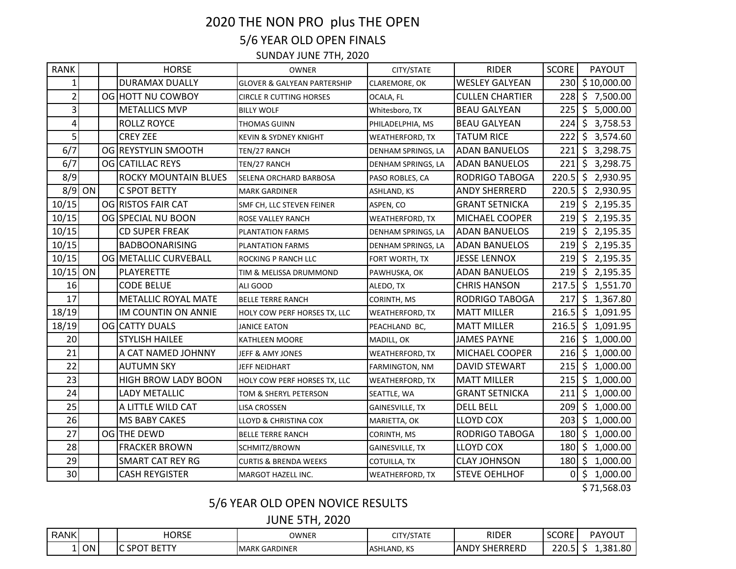# 2020 THE NON PRO plus THE OPEN

## 5/6 YEAR OLD OPEN FINALS

### SUNDAY JUNE 7TH, 2020

| RANK | | | HORSE | OWNER | CITY/STATE | RIDER | SCORE | PAYOUT |
|---|---|---|---|---|---|---|---|---|
| 1 | | | DURAMAX DUALLY | GLOVER & GALYEAN PARTERSHIP | CLAREMORE, OK | WESLEY GALYEAN | 230 | $ 10,000.00 |
| 2 | | OG | HOTT NU COWBOY | CIRCLE R CUTTING HORSES | OCALA, FL | CULLEN CHARTIER | 228 | $ 7,500.00 |
| 3 | | | METALLICS MVP | BILLY WOLF | Whitesboro, TX | BEAU GALYEAN | 225 | $ 5,000.00 |
| 4 | | | ROLLZ ROYCE | THOMAS GUINN | PHILADELPHIA, MS | BEAU GALYEAN | 224 | $ 3,758.53 |
| 5 | | | CREY ZEE | KEVIN & SYDNEY KNIGHT | WEATHERFORD, TX | TATUM RICE | 222 | $ 3,574.60 |
| 6/7 | | OG | REYSTYLIN SMOOTH | TEN/27 RANCH | DENHAM SPRINGS, LA | ADAN BANUELOS | 221 | $ 3,298.75 |
| 6/7 | | OG | CATILLAC REYS | TEN/27 RANCH | DENHAM SPRINGS, LA | ADAN BANUELOS | 221 | $ 3,298.75 |
| 8/9 | | | ROCKY MOUNTAIN BLUES | SELENA ORCHARD BARBOSA | PASO ROBLES, CA | RODRIGO TABOGA | 220.5 | $ 2,930.95 |
| 8/9 | ON | | C SPOT BETTY | MARK GARDINER | ASHLAND, KS | ANDY SHERRERD | 220.5 | $ 2,930.95 |
| 10/15 | | OG | RISTOS FAIR CAT | SMF CH, LLC STEVEN FEINER | ASPEN, CO | GRANT SETNICKA | 219 | $ 2,195.35 |
| 10/15 | | OG | SPECIAL NU BOON | ROSE VALLEY RANCH | WEATHERFORD, TX | MICHAEL COOPER | 219 | $ 2,195.35 |
| 10/15 | | | CD SUPER FREAK | PLANTATION FARMS | DENHAM SPRINGS, LA | ADAN BANUELOS | 219 | $ 2,195.35 |
| 10/15 | | | BADBOONARISING | PLANTATION FARMS | DENHAM SPRINGS, LA | ADAN BANUELOS | 219 | $ 2,195.35 |
| 10/15 | | OG | METALLIC CURVEBALL | ROCKING P RANCH LLC | FORT WORTH, TX | JESSE LENNOX | 219 | $ 2,195.35 |
| 10/15 | ON | | PLAYERETTE | TIM & MELISSA DRUMMOND | PAWHUSKA, OK | ADAN BANUELOS | 219 | $ 2,195.35 |
| 16 | | | CODE BELUE | ALI GOOD | ALEDO, TX | CHRIS HANSON | 217.5 | $ 1,551.70 |
| 17 | | | METALLIC ROYAL MATE | BELLE TERRE RANCH | CORINTH, MS | RODRIGO TABOGA | 217 | $ 1,367.80 |
| 18/19 | | | IM COUNTIN ON ANNIE | HOLY COW PERF HORSES TX, LLC | WEATHERFORD, TX | MATT MILLER | 216.5 | $ 1,091.95 |
| 18/19 | | OG | CATTY DUALS | JANICE EATON | PEACHLAND BC, | MATT MILLER | 216.5 | $ 1,091.95 |
| 20 | | | STYLISH HAILEE | KATHLEEN MOORE | MADILL, OK | JAMES PAYNE | 216 | $ 1,000.00 |
| 21 | | | A CAT NAMED JOHNNY | JEFF & AMY JONES | WEATHERFORD, TX | MICHAEL COOPER | 216 | $ 1,000.00 |
| 22 | | | AUTUMN SKY | JEFF NEIDHART | FARMINGTON, NM | DAVID STEWART | 215 | $ 1,000.00 |
| 23 | | | HIGH BROW LADY BOON | HOLY COW PERF HORSES TX, LLC | WEATHERFORD, TX | MATT MILLER | 215 | $ 1,000.00 |
| 24 | | | LADY METALLIC | TOM & SHERYL PETERSON | SEATTLE, WA | GRANT SETNICKA | 211 | $ 1,000.00 |
| 25 | | | A LITTLE WILD CAT | LISA CROSSEN | GAINESVILLE, TX | DELL BELL | 209 | $ 1,000.00 |
| 26 | | | MS BABY CAKES | LLOYD & CHRISTINA COX | MARIETTA, OK | LLOYD COX | 203 | $ 1,000.00 |
| 27 | | OG | THE DEWD | BELLE TERRE RANCH | CORINTH, MS | RODRIGO TABOGA | 180 | $ 1,000.00 |
| 28 | | | FRACKER BROWN | SCHMITZ/BROWN | GAINESVILLE, TX | LLOYD COX | 180 | $ 1,000.00 |
| 29 | | | SMART CAT REY RG | CURTIS & BRENDA WEEKS | COTUILLA, TX | CLAY JOHNSON | 180 | $ 1,000.00 |
| 30 | | | CASH REYGISTER | MARGOT HAZELL INC. | WEATHERFORD, TX | STEVE OEHLHOF | 0 | $ 1,000.00 |
| | | | | | | | | $ 71,568.03 |

## 5/6 YEAR OLD OPEN NOVICE RESULTS

### JUNE 5TH, 2020

| RANK | | | HORSE | OWNER | CITY/STATE | RIDER | SCORE | PAYOUT |
|---|---|---|---|---|---|---|---|---|
| 1 | ON | | C SPOT BETTY | MARK GARDINER | ASHLAND, KS | ANDY SHERRERD | 220.5 | $ 1,381.80 |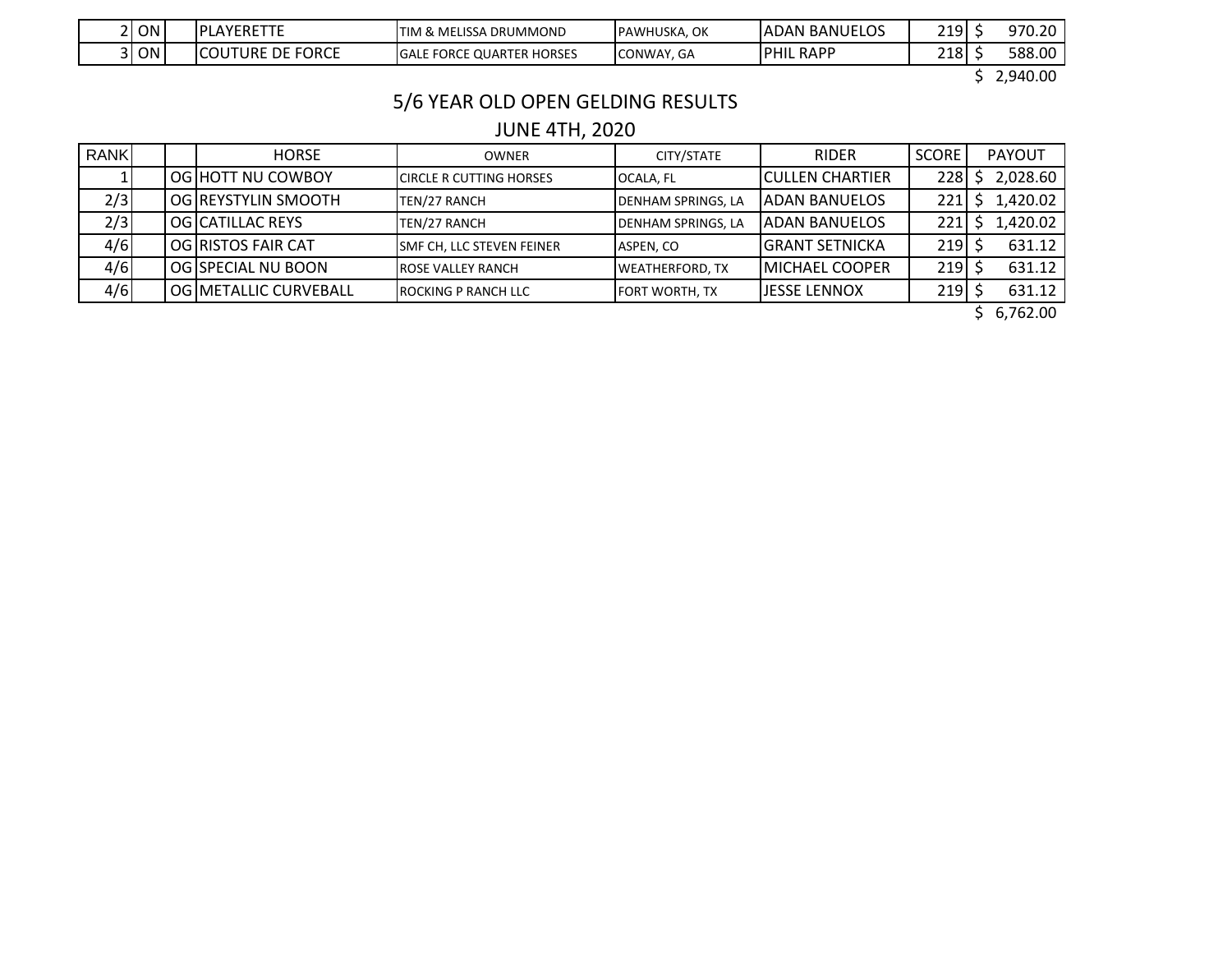| | | | | | | | | |
|---|---|---|---|---|---|---|---|---|
| 2 | ON | | PLAYERETTE | TIM & MELISSA DRUMMOND | PAWHUSKA, OK | ADAN BANUELOS | 219 | $ 970.20 |
| 3 | ON | | COUTURE DE FORCE | GALE FORCE QUARTER HORSES | CONWAY, GA | PHIL RAPP | 218 | $ 588.00 |

$ 2,940.00

## 5/6 YEAR OLD OPEN GELDING RESULTS

## JUNE 4TH, 2020

| RANK | | | HORSE | OWNER | CITY/STATE | RIDER | SCORE | PAYOUT |
|---|---|---|---|---|---|---|---|---|
| 1 | | OG | HOTT NU COWBOY | CIRCLE R CUTTING HORSES | OCALA, FL | CULLEN CHARTIER | 228 | $ 2,028.60 |
| 2/3 | | OG | REYSTYLIN SMOOTH | TEN/27 RANCH | DENHAM SPRINGS, LA | ADAN BANUELOS | 221 | $ 1,420.02 |
| 2/3 | | OG | CATILLAC REYS | TEN/27 RANCH | DENHAM SPRINGS, LA | ADAN BANUELOS | 221 | $ 1,420.02 |
| 4/6 | | OG | RISTOS FAIR CAT | SMF CH, LLC STEVEN FEINER | ASPEN, CO | GRANT SETNICKA | 219 | $ 631.12 |
| 4/6 | | OG | SPECIAL NU BOON | ROSE VALLEY RANCH | WEATHERFORD, TX | MICHAEL COOPER | 219 | $ 631.12 |
| 4/6 | | OG | METALLIC CURVEBALL | ROCKING P RANCH LLC | FORT WORTH, TX | JESSE LENNOX | 219 | $ 631.12 |

$ 6,762.00